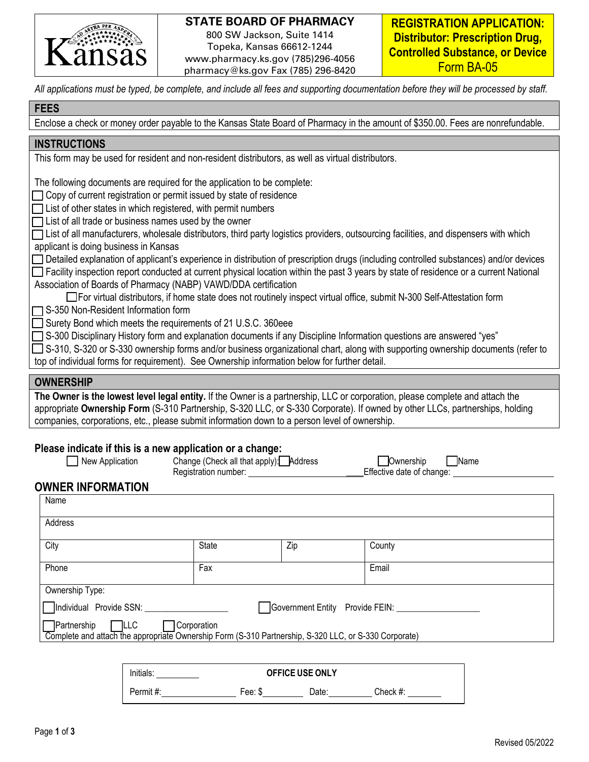**Kansas**

**STATE BOARD OF PHARMACY**
800 SW Jackson, Suite 1414
Topeka, Kansas 66612-1244
www.pharmacy.ks.gov (785)296-4056
pharmacy@ks.gov Fax (785) 296-8420

**REGISTRATION APPLICATION: Distributor: Prescription Drug, Controlled Substance, or Device**
Form BA-05

*All applications must be typed, be complete, and include all fees and supporting documentation before they will be processed by staff.*

## FEES

Enclose a check or money order payable to the Kansas State Board of Pharmacy in the amount of $350.00. Fees are nonrefundable.

## INSTRUCTIONS

This form may be used for resident and non-resident distributors, as well as virtual distributors.

The following documents are required for the application to be complete:

- ☐ Copy of current registration or permit issued by state of residence
- ☐ List of other states in which registered, with permit numbers
- ☐ List of all trade or business names used by the owner
- ☐ List of all manufacturers, wholesale distributors, third party logistics providers, outsourcing facilities, and dispensers with which applicant is doing business in Kansas
- ☐ Detailed explanation of applicant's experience in distribution of prescription drugs (including controlled substances) and/or devices
- ☐ Facility inspection report conducted at current physical location within the past 3 years by state of residence or a current National Association of Boards of Pharmacy (NABP) VAWD/DDA certification
  - ☐ For virtual distributors, if home state does not routinely inspect virtual office, submit N-300 Self-Attestation form
- ☐ S-350 Non-Resident Information form
- ☐ Surety Bond which meets the requirements of 21 U.S.C. 360eee
- ☐ S-300 Disciplinary History form and explanation documents if any Discipline Information questions are answered "yes"
- ☐ S-310, S-320 or S-330 ownership forms and/or business organizational chart, along with supporting ownership documents (refer to top of individual forms for requirement). See Ownership information below for further detail.

## OWNERSHIP

**The Owner is the lowest level legal entity.** If the Owner is a partnership, LLC or corporation, please complete and attach the appropriate **Ownership Form** (S-310 Partnership, S-320 LLC, or S-330 Corporate). If owned by other LLCs, partnerships, holding companies, corporations, etc., please submit information down to a person level of ownership.

**Please indicate if this is a new application or a change:**

☐ New Application   Change (Check all that apply): ☐ Address ☐ Ownership ☐ Name

Registration number: ____________________ Effective date of change: ____________________

## OWNER INFORMATION

| Name | | | |
|---|---|---|---|
| Address | | | |
| City | State | Zip | County |
| Phone | Fax | | Email |

Ownership Type:

☐ Individual Provide SSN: ____________________   ☐ Government Entity Provide FEIN: ____________________

☐ Partnership ☐ LLC ☐ Corporation

Complete and attach the appropriate Ownership Form (S-310 Partnership, S-320 LLC, or S-330 Corporate)

| Initials: ________ | **OFFICE USE ONLY** | | |
|---|---|---|---|
| Permit #: ____________ | Fee: $________ | Date: ________ | Check #: ________ |

Revised 05/2022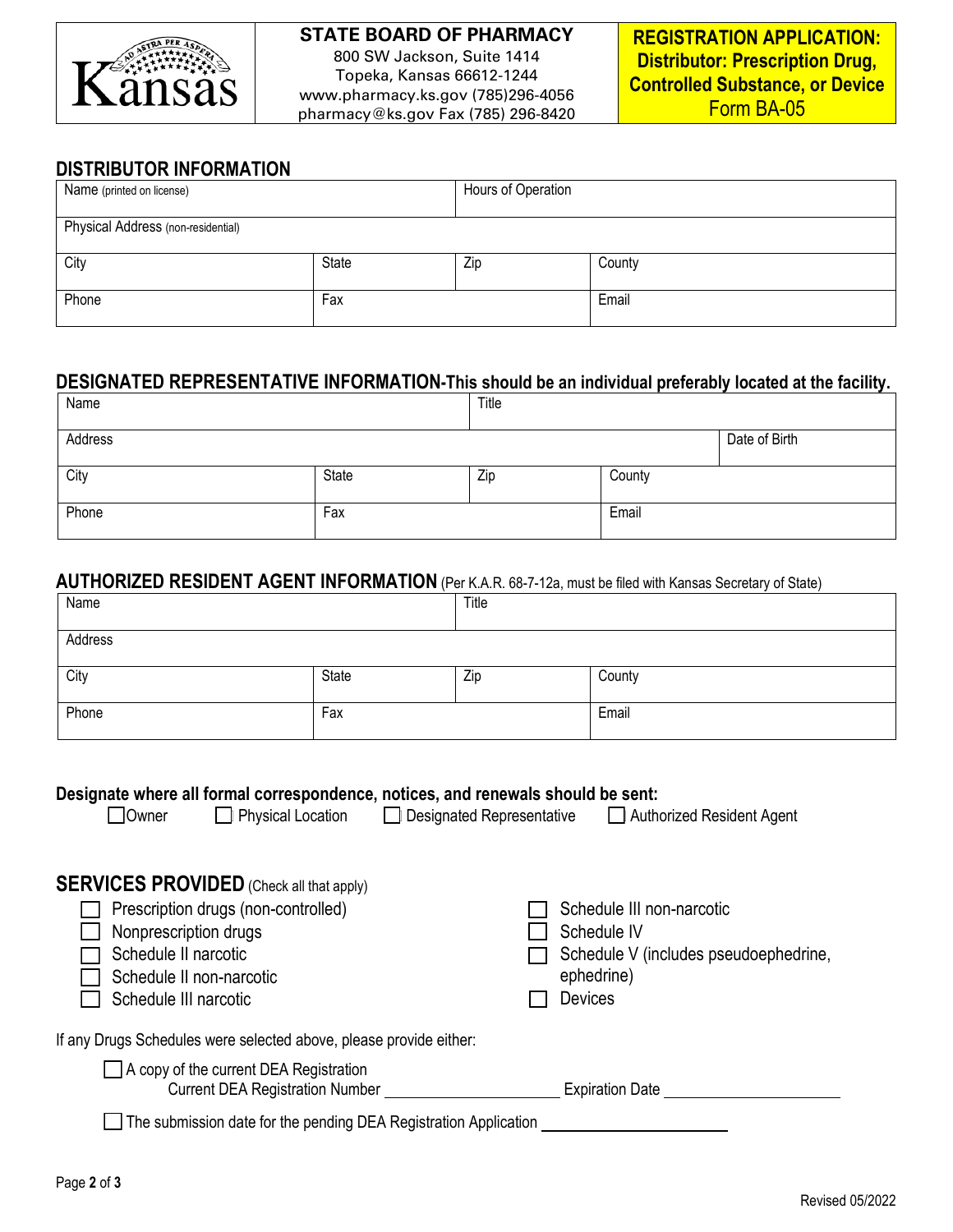| STATE BOARD OF PHARMACY | REGISTRATION APPLICATION: Distributor: Prescription Drug, Controlled Substance, or Device |
|---|---|
| 800 SW Jackson, Suite 1414<br>Topeka, Kansas 66612-1244<br>www.pharmacy.ks.gov (785)296-4056<br>pharmacy@ks.gov Fax (785) 296-8420 | Form BA-05 |

## DISTRIBUTOR INFORMATION

| Name (printed on license) | | Hours of Operation | |
|---|---|---|---|
| Physical Address (non-residential) | | | |
| City | State | Zip | County |
| Phone | Fax | | Email |

## DESIGNATED REPRESENTATIVE INFORMATION-This should be an individual preferably located at the facility.

| Name | | Title | | |
|---|---|---|---|---|
| Address | | | | Date of Birth |
| City | State | Zip | County | |
| Phone | Fax | | Email | |

## AUTHORIZED RESIDENT AGENT INFORMATION (Per K.A.R. 68-7-12a, must be filed with Kansas Secretary of State)

| Name | | Title | |
|---|---|---|---|
| Address | | | |
| City | State | Zip | County |
| Phone | Fax | | Email |

**Designate where all formal correspondence, notices, and renewals should be sent:**

☐ Owner ☐ Physical Location ☐ Designated Representative ☐ Authorized Resident Agent

## SERVICES PROVIDED (Check all that apply)

- ☐ Prescription drugs (non-controlled)
- ☐ Nonprescription drugs
- ☐ Schedule II narcotic
- ☐ Schedule II non-narcotic
- ☐ Schedule III narcotic
- ☐ Schedule III non-narcotic
- ☐ Schedule IV
- ☐ Schedule V (includes pseudoephedrine, ephedrine)
- ☐ Devices

If any Drugs Schedules were selected above, please provide either:

☐ A copy of the current DEA Registration
Current DEA Registration Number ____________________ Expiration Date ____________________

☐ The submission date for the pending DEA Registration Application ____________________

Revised 05/2022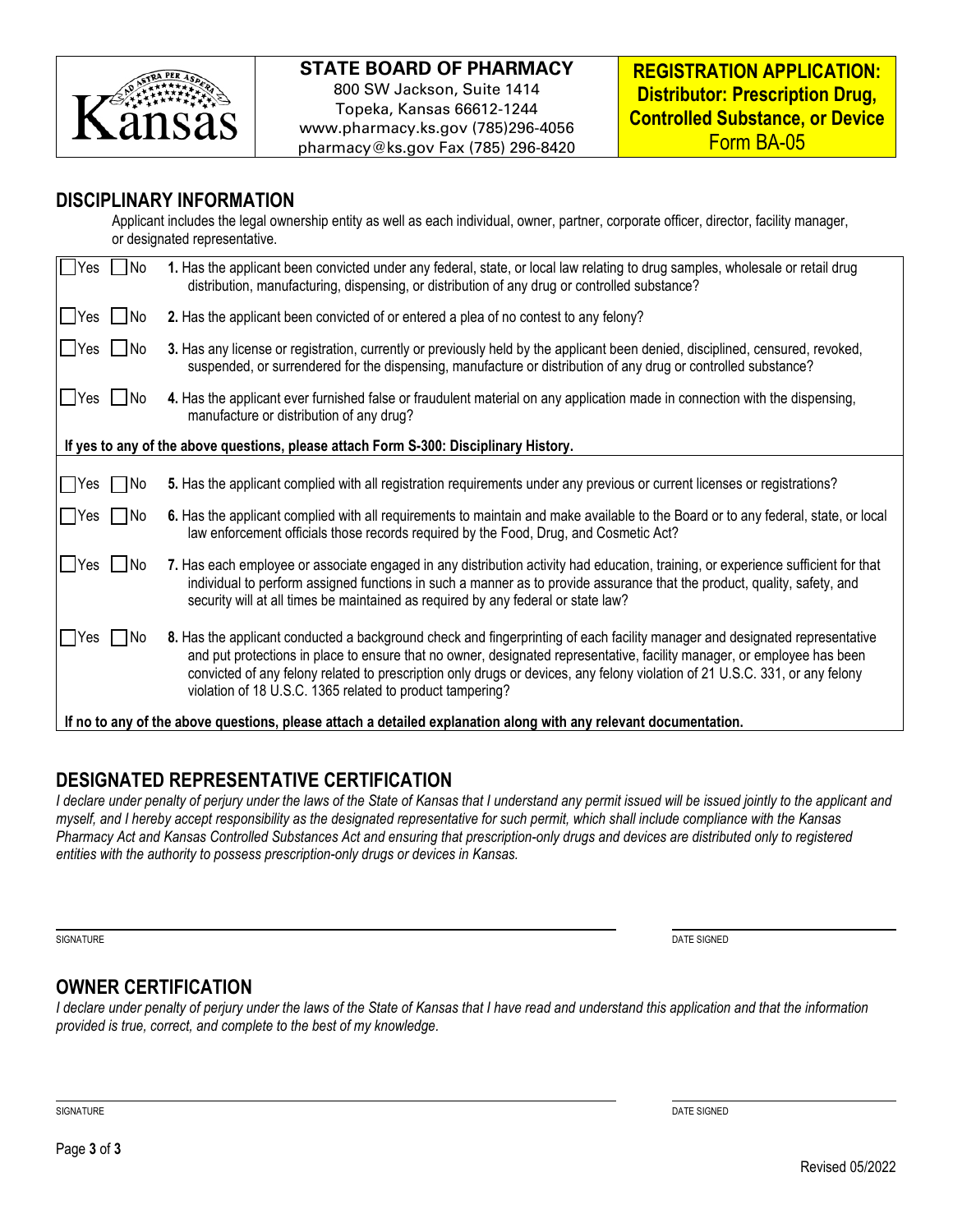**STATE BOARD OF PHARMACY**
800 SW Jackson, Suite 1414
Topeka, Kansas 66612-1244
www.pharmacy.ks.gov (785)296-4056
pharmacy@ks.gov Fax (785) 296-8420

**REGISTRATION APPLICATION: Distributor: Prescription Drug, Controlled Substance, or Device**
Form BA-05

## DISCIPLINARY INFORMATION

Applicant includes the legal ownership entity as well as each individual, owner, partner, corporate officer, director, facility manager, or designated representative.

☐ Yes ☐ No **1.** Has the applicant been convicted under any federal, state, or local law relating to drug samples, wholesale or retail drug distribution, manufacturing, dispensing, or distribution of any drug or controlled substance?

☐ Yes ☐ No **2.** Has the applicant been convicted of or entered a plea of no contest to any felony?

☐ Yes ☐ No **3.** Has any license or registration, currently or previously held by the applicant been denied, disciplined, censured, revoked, suspended, or surrendered for the dispensing, manufacture or distribution of any drug or controlled substance?

☐ Yes ☐ No **4.** Has the applicant ever furnished false or fraudulent material on any application made in connection with the dispensing, manufacture or distribution of any drug?

**If yes to any of the above questions, please attach Form S-300: Disciplinary History.**

☐ Yes ☐ No **5.** Has the applicant complied with all registration requirements under any previous or current licenses or registrations?

☐ Yes ☐ No **6.** Has the applicant complied with all requirements to maintain and make available to the Board or to any federal, state, or local law enforcement officials those records required by the Food, Drug, and Cosmetic Act?

☐ Yes ☐ No **7.** Has each employee or associate engaged in any distribution activity had education, training, or experience sufficient for that individual to perform assigned functions in such a manner as to provide assurance that the product, quality, safety, and security will at all times be maintained as required by any federal or state law?

☐ Yes ☐ No **8.** Has the applicant conducted a background check and fingerprinting of each facility manager and designated representative and put protections in place to ensure that no owner, designated representative, facility manager, or employee has been convicted of any felony related to prescription only drugs or devices, any felony violation of 21 U.S.C. 331, or any felony violation of 18 U.S.C. 1365 related to product tampering?

**If no to any of the above questions, please attach a detailed explanation along with any relevant documentation.**

## DESIGNATED REPRESENTATIVE CERTIFICATION

*I declare under penalty of perjury under the laws of the State of Kansas that I understand any permit issued will be issued jointly to the applicant and myself, and I hereby accept responsibility as the designated representative for such permit, which shall include compliance with the Kansas Pharmacy Act and Kansas Controlled Substances Act and ensuring that prescription-only drugs and devices are distributed only to registered entities with the authority to possess prescription-only drugs or devices in Kansas.*

SIGNATURE _______________________ DATE SIGNED _______________

## OWNER CERTIFICATION

*I declare under penalty of perjury under the laws of the State of Kansas that I have read and understand this application and that the information provided is true, correct, and complete to the best of my knowledge.*

SIGNATURE _______________________ DATE SIGNED _______________

Revised 05/2022